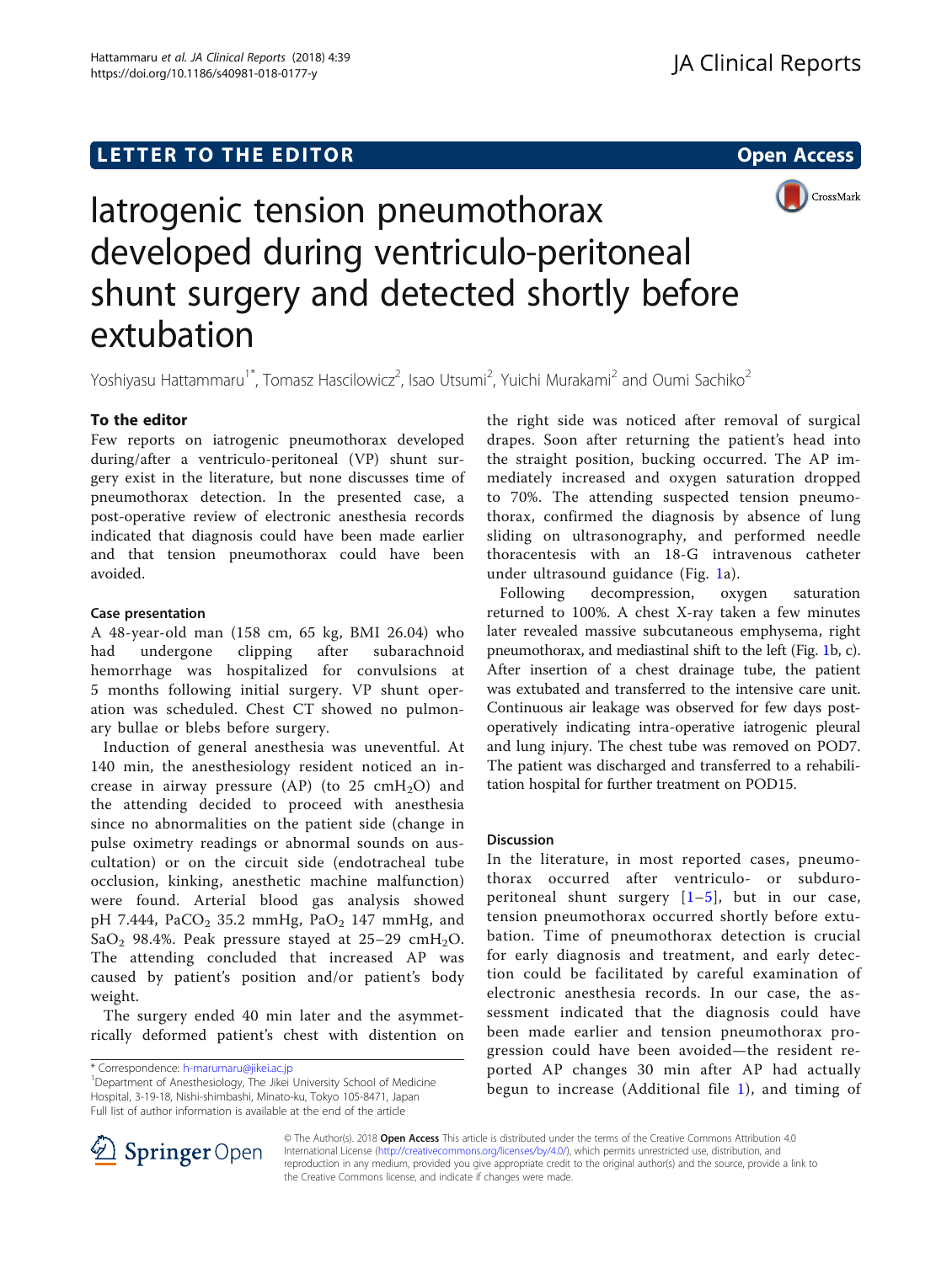LETTER TO THE EDITOR

Open Access

# Iatrogenic tension pneumothorax developed during ventriculo-peritoneal shunt surgery and detected shortly before extubation

Yoshiyasu Hattammaru[1*], Tomasz Hascilowicz[2], Isao Utsumi[2], Yuichi Murakami[2] and Oumi Sachiko[2]

## To the editor

Few reports on iatrogenic pneumothorax developed during/after a ventriculo-peritoneal (VP) shunt surgery exist in the literature, but none discusses time of pneumothorax detection. In the presented case, a post-operative review of electronic anesthesia records indicated that diagnosis could have been made earlier and that tension pneumothorax could have been avoided.

## Case presentation

A 48-year-old man (158 cm, 65 kg, BMI 26.04) who had undergone clipping after subarachnoid hemorrhage was hospitalized for convulsions at 5 months following initial surgery. VP shunt operation was scheduled. Chest CT showed no pulmonary bullae or blebs before surgery.

Induction of general anesthesia was uneventful. At 140 min, the anesthesiology resident noticed an increase in airway pressure (AP) (to 25 cm$H_2O$) and the attending decided to proceed with anesthesia since no abnormalities on the patient side (change in pulse oximetry readings or abnormal sounds on auscultation) or on the circuit side (endotracheal tube occlusion, kinking, anesthetic machine malfunction) were found. Arterial blood gas analysis showed pH 7.444, $PaCO_2$ 35.2 mmHg, $PaO_2$ 147 mmHg, and $SaO_2$ 98.4%. Peak pressure stayed at 25–29 cm$H_2O$. The attending concluded that increased AP was caused by patient's position and/or patient's body weight.

The surgery ended 40 min later and the asymmetrically deformed patient's chest with distention on the right side was noticed after removal of surgical drapes. Soon after returning the patient's head into the straight position, bucking occurred. The AP immediately increased and oxygen saturation dropped to 70%. The attending suspected tension pneumothorax, confirmed the diagnosis by absence of lung sliding on ultrasonography, and performed needle thoracentesis with an 18-G intravenous catheter under ultrasound guidance (Fig. 1a).

Following decompression, oxygen saturation returned to 100%. A chest X-ray taken a few minutes later revealed massive subcutaneous emphysema, right pneumothorax, and mediastinal shift to the left (Fig. 1b, c). After insertion of a chest drainage tube, the patient was extubated and transferred to the intensive care unit. Continuous air leakage was observed for few days postoperatively indicating intra-operative iatrogenic pleural and lung injury. The chest tube was removed on POD7. The patient was discharged and transferred to a rehabilitation hospital for further treatment on POD15.

## Discussion

In the literature, in most reported cases, pneumothorax occurred after ventriculo- or subduroperitoneal shunt surgery [1–5], but in our case, tension pneumothorax occurred shortly before extubation. Time of pneumothorax detection is crucial for early diagnosis and treatment, and early detection could be facilitated by careful examination of electronic anesthesia records. In our case, the assessment indicated that the diagnosis could have been made earlier and tension pneumothorax progression could have been avoided—the resident reported AP changes 30 min after AP had actually begun to increase (Additional file 1), and timing of

* Correspondence: h-marumaru@jikei.ac.jp
[1]Department of Anesthesiology, The Jikei University School of Medicine Hospital, 3-19-18, Nishi-shimbashi, Minato-ku, Tokyo 105-8471, Japan
Full list of author information is available at the end of the article

© The Author(s). 2018 **Open Access** This article is distributed under the terms of the Creative Commons Attribution 4.0 International License (http://creativecommons.org/licenses/by/4.0/), which permits unrestricted use, distribution, and reproduction in any medium, provided you give appropriate credit to the original author(s) and the source, provide a link to the Creative Commons license, and indicate if changes were made.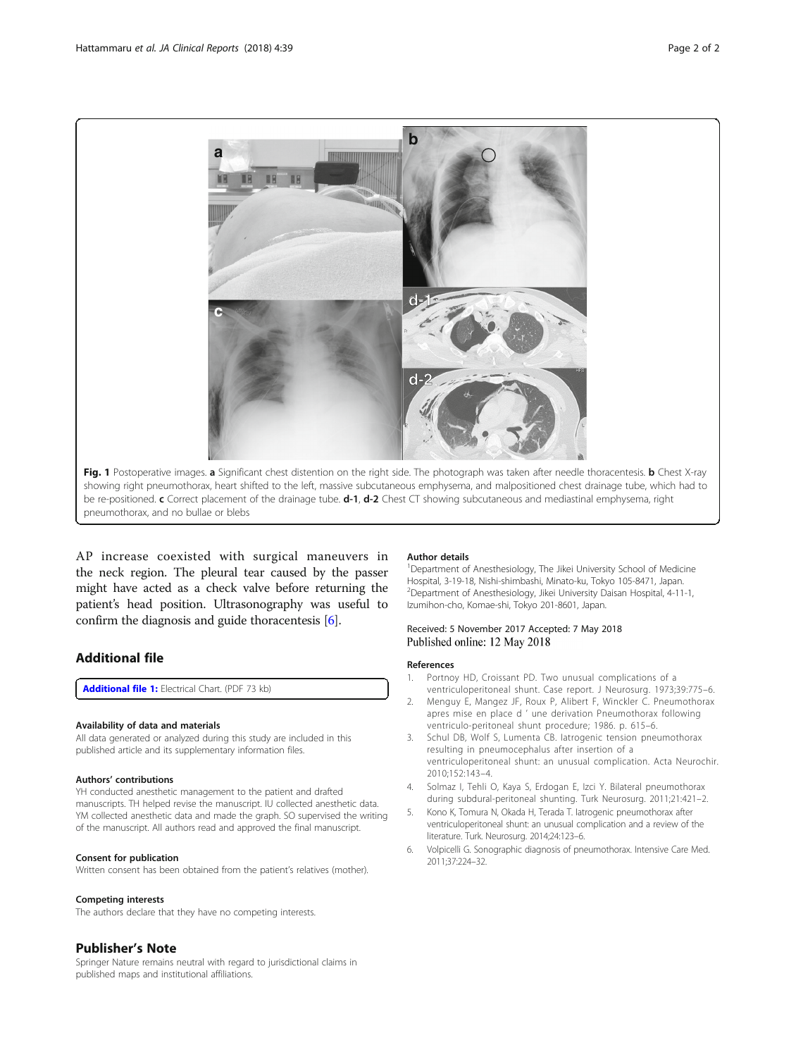Fig. 1 Postoperative images. **a** Significant chest distention on the right side. The photograph was taken after needle thoracentesis. **b** Chest X-ray showing right pneumothorax, heart shifted to the left, massive subcutaneous emphysema, and malpositioned chest drainage tube, which had to be re-positioned. **c** Correct placement of the drainage tube. **d-1**, **d-2** Chest CT showing subcutaneous and mediastinal emphysema, right pneumothorax, and no bullae or blebs

AP increase coexisted with surgical maneuvers in the neck region. The pleural tear caused by the passer might have acted as a check valve before returning the patient's head position. Ultrasonography was useful to confirm the diagnosis and guide thoracentesis [6].

## Additional file

**Additional file 1:** Electrical Chart. (PDF 73 kb)

#### Availability of data and materials

All data generated or analyzed during this study are included in this published article and its supplementary information files.

#### Authors' contributions

YH conducted anesthetic management to the patient and drafted manuscripts. TH helped revise the manuscript. IU collected anesthetic data. YM collected anesthetic data and made the graph. SO supervised the writing of the manuscript. All authors read and approved the final manuscript.

#### Consent for publication

Written consent has been obtained from the patient's relatives (mother).

#### Competing interests

The authors declare that they have no competing interests.

## Publisher's Note

Springer Nature remains neutral with regard to jurisdictional claims in published maps and institutional affiliations.

#### Author details

[1]Department of Anesthesiology, The Jikei University School of Medicine Hospital, 3-19-18, Nishi-shimbashi, Minato-ku, Tokyo 105-8471, Japan. [2]Department of Anesthesiology, Jikei University Daisan Hospital, 4-11-1, Izumihon-cho, Komae-shi, Tokyo 201-8601, Japan.

Received: 5 November 2017 Accepted: 7 May 2018
Published online: 12 May 2018

#### References

1. Portnoy HD, Croissant PD. Two unusual complications of a ventriculoperitoneal shunt. Case report. J Neurosurg. 1973;39:775–6.
2. Menguy E, Mangez JF, Roux P, Alibert F, Winckler C. Pneumothorax apres mise en place d ' une derivation Pneumothorax following ventriculo-peritoneal shunt procedure; 1986. p. 615–6.
3. Schul DB, Wolf S, Lumenta CB. Iatrogenic tension pneumothorax resulting in pneumocephalus after insertion of a ventriculoperitoneal shunt: an unusual complication. Acta Neurochir. 2010;152:143–4.
4. Solmaz I, Tehli O, Kaya S, Erdogan E, Izci Y. Bilateral pneumothorax during subdural-peritoneal shunting. Turk Neurosurg. 2011;21:421–2.
5. Kono K, Tomura N, Okada H, Terada T. Iatrogenic pneumothorax after ventriculoperitoneal shunt: an unusual complication and a review of the literature. Turk. Neurosurg. 2014;24:123–6.
6. Volpicelli G. Sonographic diagnosis of pneumothorax. Intensive Care Med. 2011;37:224–32.